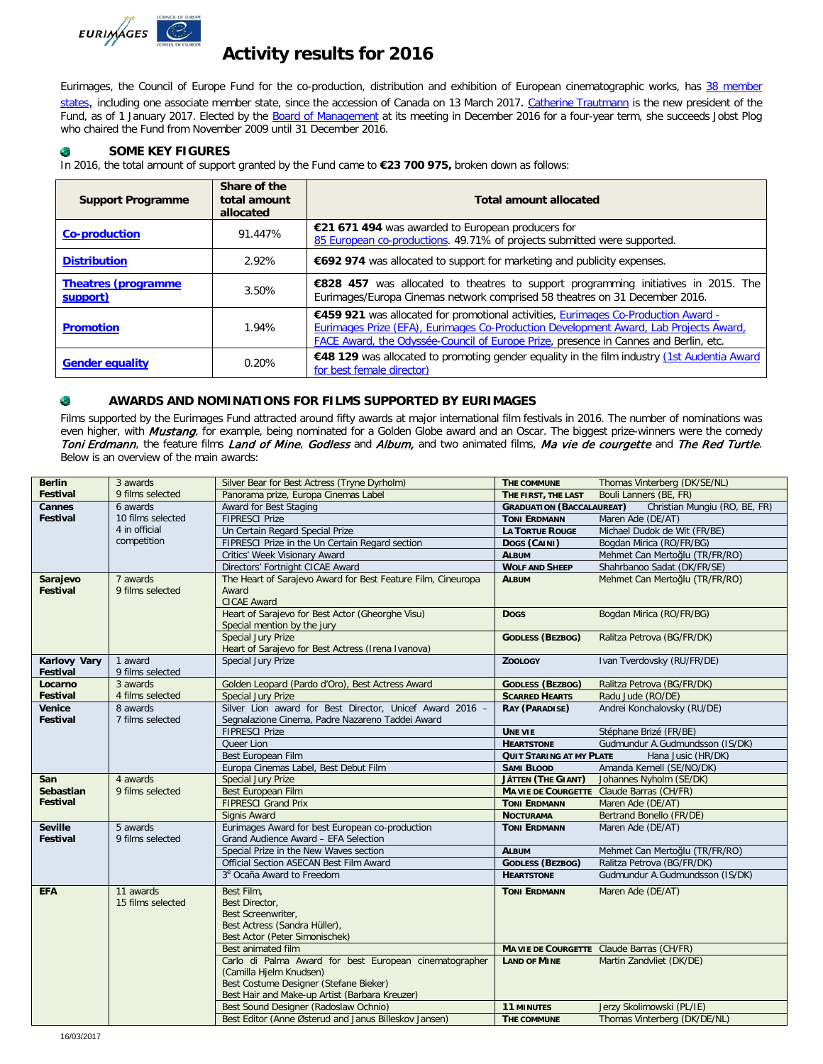# Activity results for 2016

Eurimages, the Council of Europe Fund for the co-production, distribution and exhibition of European cinematographic works, has 38 member states, including one associate member state, since the accession of Canada on 13 March 2017. Catherine Trautmann is the new president of the Fund, as of 1 January 2017. Elected by the Board of Management at its meeting in December 2016 for a four-year term, she succeeds Jobst Plog who chaired the Fund from November 2009 until 31 December 2016.

## SOME KEY FIGURES

In 2016, the total amount of support granted by the Fund came to **€23 700 975,** broken down as follows:

| Support Programme | Share of the total amount allocated | Total amount allocated |
|---|---|---|
| **Co-production** | 91.447% | **€21 671 494** was awarded to European producers for 85 European co-productions. 49.71% of projects submitted were supported. |
| **Distribution** | 2.92% | **€692 974** was allocated to support for marketing and publicity expenses. |
| **Theatres (programme support)** | 3.50% | **€828 457** was allocated to theatres to support programming initiatives in 2015. The Eurimages/Europa Cinemas network comprised 58 theatres on 31 December 2016. |
| **Promotion** | 1.94% | **€459 921** was allocated for promotional activities, Eurimages Co-Production Award - Eurimages Prize (EFA), Eurimages Co-Production Development Award, Lab Projects Award, FACE Award, the Odyssée-Council of Europe Prize, presence in Cannes and Berlin, etc. |
| **Gender equality** | 0.20% | **€48 129** was allocated to promoting gender equality in the film industry (1st Audentia Award for best female director) |

## AWARDS AND NOMINATIONS FOR FILMS SUPPORTED BY EURIMAGES

Films supported by the Eurimages Fund attracted around fifty awards at major international film festivals in 2016. The number of nominations was even higher, with *Mustang*, for example, being nominated for a Golden Globe award and an Oscar. The biggest prize-winners were the comedy *Toni Erdmann*, the feature films *Land of Mine*, *Godless* and *Album,* and two animated films, *Ma vie de courgette* and *The Red Turtle*. Below is an overview of the main awards:

| Festival | Awards / selection | Award | Film | Director (countries) |
|---|---|---|---|---|
| **Berlin Festival** | 3 awards<br>9 films selected | Silver Bear for Best Actress (Tryne Dyrholm) | **The Commune** | Thomas Vinterberg (DK/SE/NL) |
| | | Panorama prize, Europa Cinemas Label | **The First, the Last** | Bouli Lanners (BE, FR) |
| **Cannes Festival** | 6 awards<br>10 films selected<br>4 in official competition | Award for Best Staging | **Graduation (Baccalaureat)** | Christian Mungiu (RO, BE, FR) |
| | | FIPRESCI Prize | **Toni Erdmann** | Maren Ade (DE/AT) |
| | | Un Certain Regard Special Prize | **La Tortue Rouge** | Michael Dudok de Wit (FR/BE) |
| | | FIPRESCI Prize in the Un Certain Regard section | **Dogs (Caini)** | Bogdan Mirica (RO/FR/BG) |
| | | Critics' Week Visionary Award | **Album** | Mehmet Can Mertoğlu (TR/FR/RO) |
| | | Directors' Fortnight CICAE Award | **Wolf and Sheep** | Shahrbanoo Sadat (DK/FR/SE) |
| **Sarajevo Festival** | 7 awards<br>9 films selected | The Heart of Sarajevo Award for Best Feature Film, Cineuropa Award<br>CICAE Award | **Album** | Mehmet Can Mertoğlu (TR/FR/RO) |
| | | Heart of Sarajevo for Best Actor (Gheorghe Visu)<br>Special mention by the jury | **Dogs** | Bogdan Mirica (RO/FR/BG) |
| | | Special Jury Prize<br>Heart of Sarajevo for Best Actress (Irena Ivanova) | **Godless (Bezbog)** | Ralitza Petrova (BG/FR/DK) |
| **Karlovy Vary Festival** | 1 award<br>9 films selected | Special Jury Prize | **Zoology** | Ivan Tverdovsky (RU/FR/DE) |
| **Locarno Festival** | 3 awards<br>4 films selected | Golden Leopard (Pardo d'Oro), Best Actress Award | **Godless (Bezbog)** | Ralitza Petrova (BG/FR/DK) |
| | | Special Jury Prize | **Scarred Hearts** | Radu Jude (RO/DE) |
| **Venice Festival** | 8 awards<br>7 films selected | Silver Lion award for Best Director, Unicef Award 2016 – Segnalazione Cinema, Padre Nazareno Taddei Award | **Ray (Paradise)** | Andrei Konchalovsky (RU/DE) |
| | | FIPRESCI Prize | **Une vie** | Stéphane Brizé (FR/BE) |
| | | Queer Lion | **Heartstone** | Gudmundur A.Gudmundsson (IS/DK) |
| | | Best European Film | **Quit Staring at my Plate** | Hana Jusic (HR/DK) |
| | | Europa Cinemas Label, Best Debut Film | **Sami Blood** | Amanda Kernell (SE/NO/DK) |
| **San Sebastian Festival** | 4 awards<br>9 films selected | Special Jury Prize | **Jätten (The Giant)** | Johannes Nyholm (SE/DK) |
| | | Best European Film | **Ma vie de Courgette** | Claude Barras (CH/FR) |
| | | FIPRESCI Grand Prix | **Toni Erdmann** | Maren Ade (DE/AT) |
| | | Signis Award | **Nocturama** | Bertrand Bonello (FR/DE) |
| **Seville Festival** | 5 awards<br>9 films selected | Eurimages Award for best European co-production<br>Grand Audience Award – EFA Selection | **Toni Erdmann** | Maren Ade (DE/AT) |
| | | Special Prize in the New Waves section | **Album** | Mehmet Can Mertoğlu (TR/FR/RO) |
| | | Official Section ASEAN Best Film Award | **Godless (Bezbog)** | Ralitza Petrova (BG/FR/DK) |
| | | 3e Ocaña Award to Freedom | **Heartstone** | Gudmundur A.Gudmundsson (IS/DK) |
| **EFA** | 11 awards<br>15 films selected | Best Film,<br>Best Director,<br>Best Screenwriter,<br>Best Actress (Sandra Hüller),<br>Best Actor (Peter Simonischek) | **Toni Erdmann** | Maren Ade (DE/AT) |
| | | Best animated film | **Ma vie de Courgette** | Claude Barras (CH/FR) |
| | | Carlo di Palma Award for best European cinematographer (Camilla Hjelm Knudsen)<br>Best Costume Designer (Stefane Bieker)<br>Best Hair and Make-up Artist (Barbara Kreuzer) | **Land of Mine** | Martin Zandvliet (DK/DE) |
| | | Best Sound Designer (Radoslaw Ochnio) | **11 Minutes** | Jerzy Skolimowski (PL/IE) |
| | | Best Editor (Anne Østerud and Janus Billeskov Jansen) | **The Commune** | Thomas Vinterberg (DK/DE/NL) |

16/03/2017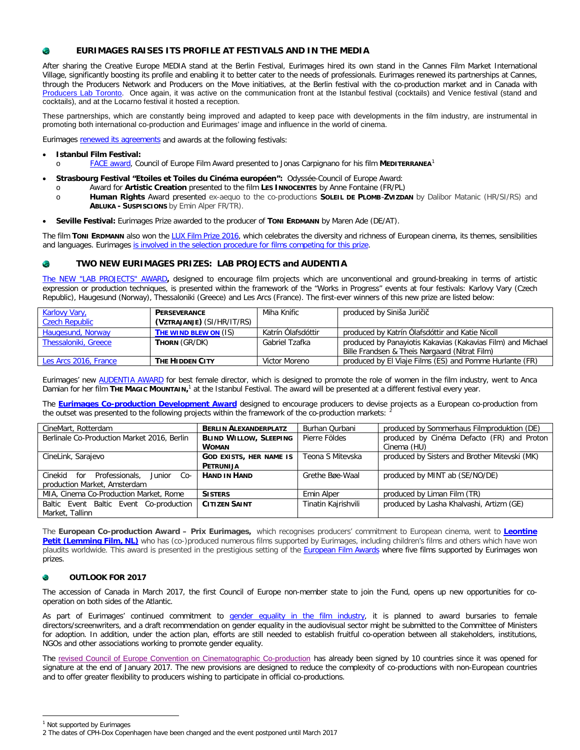## EURIMAGES RAISES ITS PROFILE AT FESTIVALS AND IN THE MEDIA

After sharing the Creative Europe MEDIA stand at the Berlin Festival, Eurimages hired its own stand in the Cannes Film Market International Village, significantly boosting its profile and enabling it to better cater to the needs of professionals. Eurimages renewed its partnerships at Cannes, through the Producers Network and Producers on the Move initiatives, at the Berlin festival with the co-production market and in Canada with Producers Lab Toronto. Once again, it was active on the communication front at the Istanbul festival (cocktails) and Venice festival (stand and cocktails), and at the Locarno festival it hosted a reception.

These partnerships, which are constantly being improved and adapted to keep pace with developments in the film industry, are instrumental in promoting both international co-production and Eurimages' image and influence in the world of cinema.

Eurimages renewed its agreements and awards at the following festivals:

- **Istanbul Film Festival:**
  - FACE award, Council of Europe Film Award presented to Jonas Carpignano for his film **MEDITERRANEA**[1]
- **Strasbourg Festival "Etoiles et Toiles du Cinéma européen":** Odyssée-Council of Europe Award:
  - Award for **Artistic Creation** presented to the film **LES INNOCENTES** by Anne Fontaine (FR/PL)
  - **Human Rights** Award presented ex-aequo to the co-productions **SOLEIL DE PLOMB-ZVIZDAN** by Dalibor Matanic (HR/SI/RS) and **ABLUKA - SUSPISCIONS** by Emin Alper FR/TR).
- **Seville Festival:** Eurimages Prize awarded to the producer of **TONI ERDMANN** by Maren Ade (DE/AT).

The film **TONI ERDMANN** also won the LUX Film Prize 2016, which celebrates the diversity and richness of European cinema, its themes, sensibilities and languages. Eurimages is involved in the selection procedure for films competing for this prize.

## TWO NEW EURIMAGES PRIZES: LAB PROJECTS and AUDENTIA

The NEW "LAB PROJECTS" AWARD**,** designed to encourage film projects which are unconventional and ground-breaking in terms of artistic expression or production techniques, is presented within the framework of the "Works in Progress" events at four festivals: Karlovy Vary (Czech Republic), Haugesund (Norway), Thessaloniki (Greece) and Les Arcs (France). The first-ever winners of this new prize are listed below:

| | | | |
|---|---|---|---|
| Karlovy Vary, Czech Republic | **PERSEVERANCE (VZTRAJANJE)** (SI/HR/IT/RS) | Miha Knific | produced by Siniša Juričič |
| Haugesund, Norway | **THE WIND BLEW ON** (IS) | Katrín Ólafsdóttir | produced by Katrín Ólafsdóttir and Katie Nicoll |
| Thessaloniki, Greece | **THORN** (GR/DK) | Gabriel Tzafka | produced by Panayiotis Kakavias (Kakavias Film) and Michael Bille Frandsen & Theis Nørgaard (Nitrat Film) |
| Les Arcs 2016, France | **THE HIDDEN CITY** | Victor Moreno | produced by El Viaje Films (ES) and Pomme Hurlante (FR) |

Eurimages' new AUDENTIA AWARD for best female director, which is designed to promote the role of women in the film industry, went to Anca Damian for her film **THE MAGIC MOUNTAIN,**[1] at the Istanbul Festival. The award will be presented at a different festival every year.

The **Eurimages Co-production Development Award** designed to encourage producers to devise projects as a European co-production from the outset was presented to the following projects within the framework of the co-production markets: [2]

| | | | |
|---|---|---|---|
| CineMart, Rotterdam | **BERLIN ALEXANDERPLATZ** | Burhan Qurbani | produced by Sommerhaus Filmproduktion (DE) |
| Berlinale Co-Production Market 2016, Berlin | **BLIND WILLOW, SLEEPING WOMAN** | Pierre Földes | produced by Cinéma Defacto (FR) and Proton Cinema (HU) |
| CineLink, Sarajevo | **GOD EXISTS, HER NAME IS PETRUNIJA** | Teona S Mitevska | produced by Sisters and Brother Mitevski (MK) |
| Cinekid for Professionals, Junior Co-production Market, Amsterdam | **HAND IN HAND** | Grethe Bøe-Waal | produced by MINT ab (SE/NO/DE) |
| MIA, Cinema Co-Production Market, Rome | **SISTERS** | Emin Alper | produced by Liman Film (TR) |
| Baltic Event Baltic Event Co-production Market, Tallinn | **CITIZEN SAINT** | Tinatin Kajrishvili | produced by Lasha Khalvashi, Artizm (GE) |

The **European Co-production Award – Prix Eurimages,** which recognises producers' commitment to European cinema, went to **Leontine Petit (Lemming Film, NL)** who has (co-)produced numerous films supported by Eurimages, including children's films and others which have won plaudits worldwide. This award is presented in the prestigious setting of the European Film Awards where five films supported by Eurimages won prizes.

## OUTLOOK FOR 2017

The accession of Canada in March 2017, the first Council of Europe non-member state to join the Fund, opens up new opportunities for co-operation on both sides of the Atlantic.

As part of Eurimages' continued commitment to gender equality in the film industry, it is planned to award bursaries to female directors/screenwriters, and a draft recommendation on gender equality in the audiovisual sector might be submitted to the Committee of Ministers for adoption. In addition, under the action plan, efforts are still needed to establish fruitful co-operation between all stakeholders, institutions, NGOs and other associations working to promote gender equality.

The revised Council of Europe Convention on Cinematographic Co-production has already been signed by 10 countries since it was opened for signature at the end of January 2017. The new provisions are designed to reduce the complexity of co-productions with non-European countries and to offer greater flexibility to producers wishing to participate in official co-productions.

---

[1] Not supported by Eurimages

2 The dates of CPH-Dox Copenhagen have been changed and the event postponed until March 2017